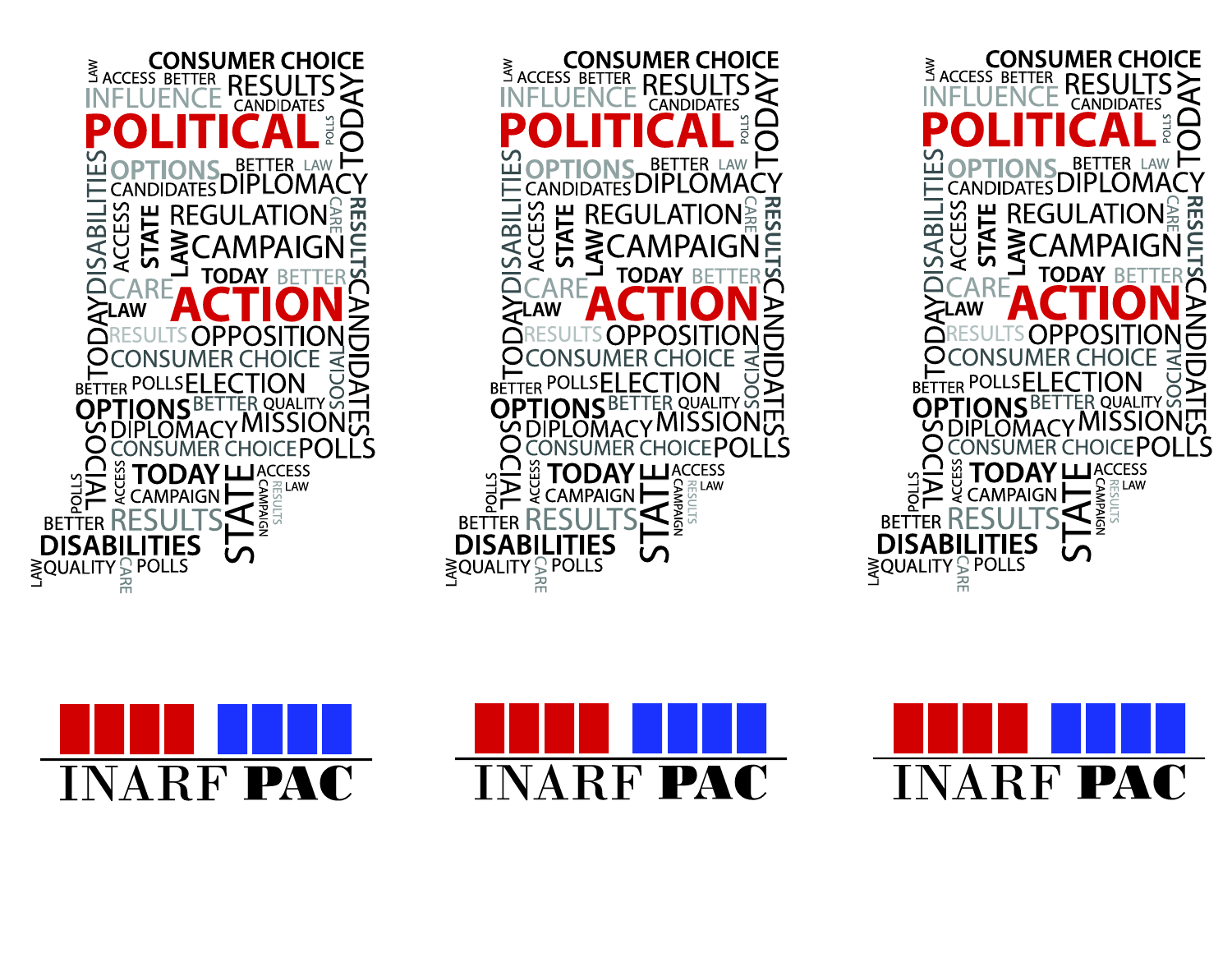LAW ACCESS BETTER CONSUMER CHOICE
RESULTS
INFLUENCE CANDIDATES
TODAY
**POLITICAL** POLLS
DISABILITIES
OPTIONS BETTER LAW
CANDIDATES DIPLOMACY
ACCESS STATE LAW REGULATION CARE RESULTS
CAMPAIGN
TODAY BETTER
CARE **ACTION** CANDIDATES
TODAY LAW
RESULTS OPPOSITION
CONSUMER CHOICE SOCIAL
BETTER POLLS ELECTION
OPTIONS BETTER QUALITY
SOCIAL DIPLOMACY MISSION
CONSUMER CHOICE POLLS
POLLS ACCESS TODAY STATE ACCESS
CAMPAIGN LAW CAMPAIGN RESULTS
BETTER RESULTS
DISABILITIES
LAW QUALITY CARE POLLS

INARF **PAC**

LAW ACCESS BETTER CONSUMER CHOICE
RESULTS
INFLUENCE CANDIDATES
TODAY
**POLITICAL** POLLS
DISABILITIES
OPTIONS BETTER LAW
CANDIDATES DIPLOMACY
ACCESS STATE LAW REGULATION CARE RESULTS
CAMPAIGN
TODAY BETTER
CARE **ACTION** CANDIDATES
TODAY LAW
RESULTS OPPOSITION
CONSUMER CHOICE SOCIAL
BETTER POLLS ELECTION
OPTIONS BETTER QUALITY
SOCIAL DIPLOMACY MISSION
CONSUMER CHOICE POLLS
POLLS ACCESS TODAY STATE ACCESS
CAMPAIGN LAW CAMPAIGN RESULTS
BETTER RESULTS
DISABILITIES
LAW QUALITY CARE POLLS

INARF **PAC**

LAW ACCESS BETTER CONSUMER CHOICE
RESULTS
INFLUENCE CANDIDATES
TODAY
**POLITICAL** POLLS
DISABILITIES
OPTIONS BETTER LAW
CANDIDATES DIPLOMACY
ACCESS STATE LAW REGULATION CARE RESULTS
CAMPAIGN
TODAY BETTER
CARE **ACTION** CANDIDATES
TODAY LAW
RESULTS OPPOSITION
CONSUMER CHOICE SOCIAL
BETTER POLLS ELECTION
OPTIONS BETTER QUALITY
SOCIAL DIPLOMACY MISSION
CONSUMER CHOICE POLLS
POLLS ACCESS TODAY STATE ACCESS
CAMPAIGN LAW CAMPAIGN RESULTS
BETTER RESULTS
DISABILITIES
LAW QUALITY CARE POLLS

INARF **PAC**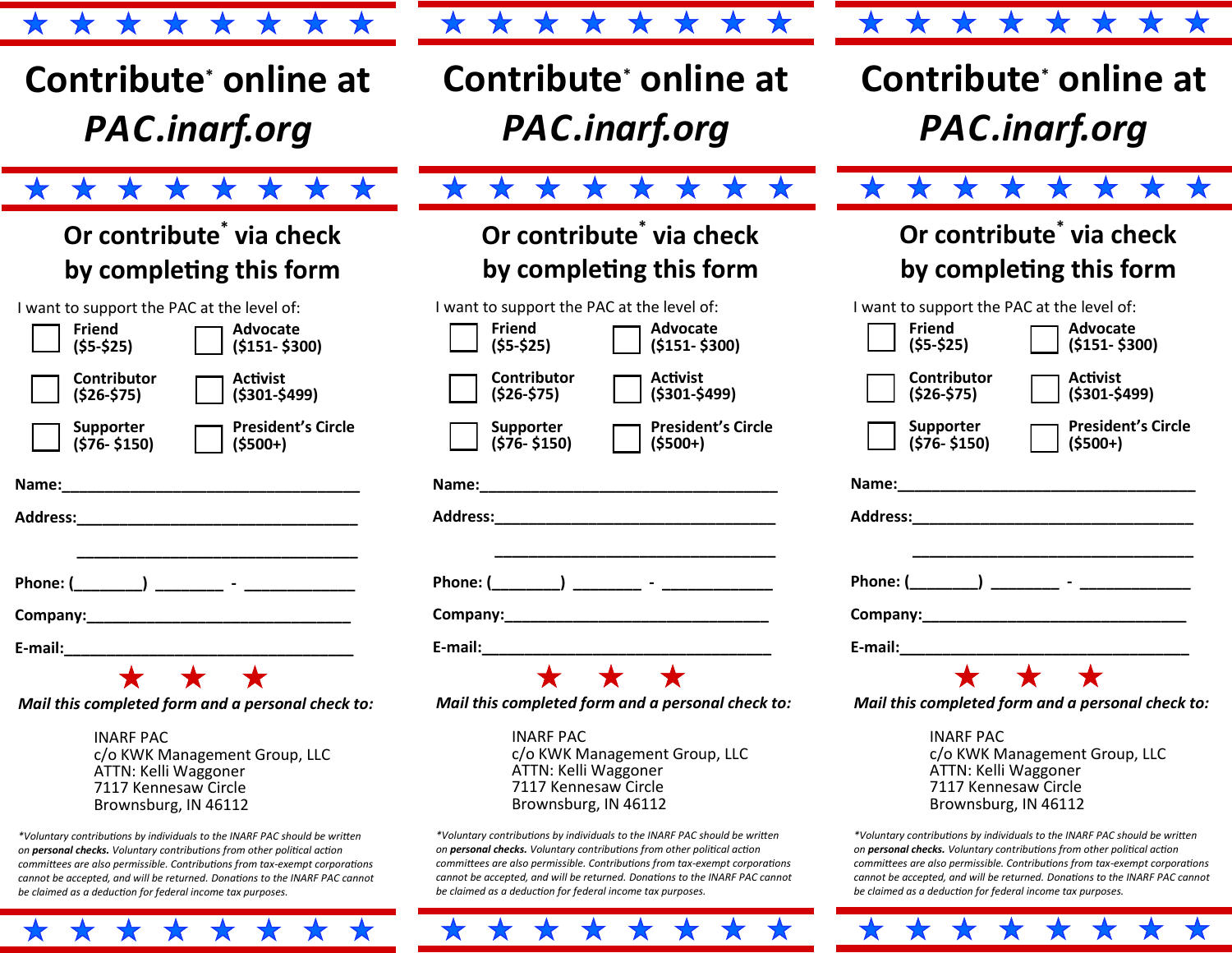## Contribute* online at *PAC.inarf.org*

### Or contribute* via check by completing this form

I want to support the PAC at the level of:

| | |
|---|---|
| ☐ **Friend ($5-$25)** | ☐ **Advocate ($151- $300)** |
| ☐ **Contributor ($26-$75)** | ☐ **Activist ($301-$499)** |
| ☐ **Supporter ($76- $150)** | ☐ **President's Circle ($500+)** |

**Name:**___________________________________

**Address:**_________________________________

_________________________________

**Phone: (**________**)** ________ **-** ____________

**Company:**_______________________________

**E-mail:**__________________________________

★ ★ ★

***Mail this completed form and a personal check to:***

INARF PAC
c/o KWK Management Group, LLC
ATTN: Kelli Waggoner
7117 Kennesaw Circle
Brownsburg, IN 46112

**Voluntary contributions by individuals to the INARF PAC should be written on **personal checks.** Voluntary contributions from other political action committees are also permissible. Contributions from tax-exempt corporations cannot be accepted, and will be returned. Donations to the INARF PAC cannot be claimed as a deduction for federal income tax purposes.*

---

## Contribute* online at *PAC.inarf.org*

### Or contribute* via check by completing this form

I want to support the PAC at the level of:

| | |
|---|---|
| ☐ **Friend ($5-$25)** | ☐ **Advocate ($151- $300)** |
| ☐ **Contributor ($26-$75)** | ☐ **Activist ($301-$499)** |
| ☐ **Supporter ($76- $150)** | ☐ **President's Circle ($500+)** |

**Name:**___________________________________

**Address:**_________________________________

_________________________________

**Phone: (**________**)** ________ **-** ____________

**Company:**_______________________________

**E-mail:**__________________________________

★ ★ ★

***Mail this completed form and a personal check to:***

INARF PAC
c/o KWK Management Group, LLC
ATTN: Kelli Waggoner
7117 Kennesaw Circle
Brownsburg, IN 46112

**Voluntary contributions by individuals to the INARF PAC should be written on **personal checks.** Voluntary contributions from other political action committees are also permissible. Contributions from tax-exempt corporations cannot be accepted, and will be returned. Donations to the INARF PAC cannot be claimed as a deduction for federal income tax purposes.*

---

## Contribute* online at *PAC.inarf.org*

### Or contribute* via check by completing this form

I want to support the PAC at the level of:

| | |
|---|---|
| ☐ **Friend ($5-$25)** | ☐ **Advocate ($151- $300)** |
| ☐ **Contributor ($26-$75)** | ☐ **Activist ($301-$499)** |
| ☐ **Supporter ($76- $150)** | ☐ **President's Circle ($500+)** |

**Name:**___________________________________

**Address:**_________________________________

_________________________________

**Phone: (**________**)** ________ **-** ____________

**Company:**_______________________________

**E-mail:**__________________________________

★ ★ ★

***Mail this completed form and a personal check to:***

INARF PAC
c/o KWK Management Group, LLC
ATTN: Kelli Waggoner
7117 Kennesaw Circle
Brownsburg, IN 46112

**Voluntary contributions by individuals to the INARF PAC should be written on **personal checks.** Voluntary contributions from other political action committees are also permissible. Contributions from tax-exempt corporations cannot be accepted, and will be returned. Donations to the INARF PAC cannot be claimed as a deduction for federal income tax purposes.*